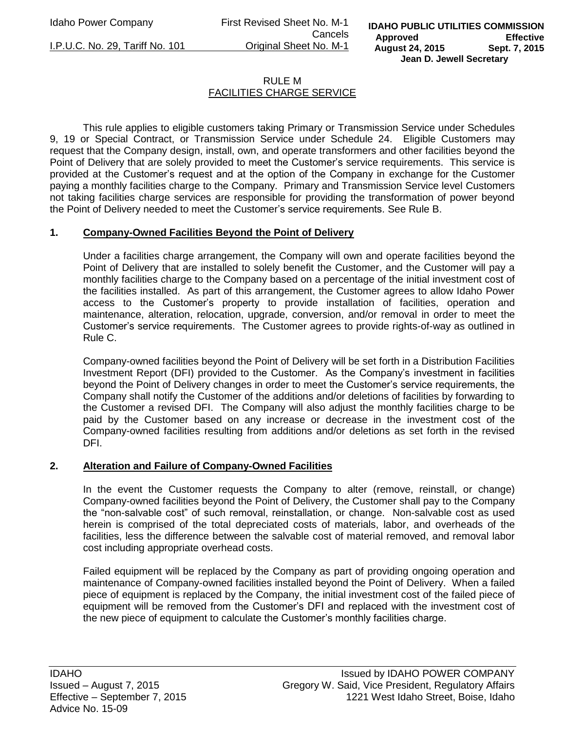# RULE M
## FACILITIES CHARGE SERVICE

This rule applies to eligible customers taking Primary or Transmission Service under Schedules 9, 19 or Special Contract, or Transmission Service under Schedule 24. Eligible Customers may request that the Company design, install, own, and operate transformers and other facilities beyond the Point of Delivery that are solely provided to meet the Customer's service requirements. This service is provided at the Customer's request and at the option of the Company in exchange for the Customer paying a monthly facilities charge to the Company. Primary and Transmission Service level Customers not taking facilities charge services are responsible for providing the transformation of power beyond the Point of Delivery needed to meet the Customer's service requirements. See Rule B.

### 1. Company-Owned Facilities Beyond the Point of Delivery

Under a facilities charge arrangement, the Company will own and operate facilities beyond the Point of Delivery that are installed to solely benefit the Customer, and the Customer will pay a monthly facilities charge to the Company based on a percentage of the initial investment cost of the facilities installed. As part of this arrangement, the Customer agrees to allow Idaho Power access to the Customer's property to provide installation of facilities, operation and maintenance, alteration, relocation, upgrade, conversion, and/or removal in order to meet the Customer's service requirements. The Customer agrees to provide rights-of-way as outlined in Rule C.

Company-owned facilities beyond the Point of Delivery will be set forth in a Distribution Facilities Investment Report (DFI) provided to the Customer. As the Company's investment in facilities beyond the Point of Delivery changes in order to meet the Customer's service requirements, the Company shall notify the Customer of the additions and/or deletions of facilities by forwarding to the Customer a revised DFI. The Company will also adjust the monthly facilities charge to be paid by the Customer based on any increase or decrease in the investment cost of the Company-owned facilities resulting from additions and/or deletions as set forth in the revised DFI.

### 2. Alteration and Failure of Company-Owned Facilities

In the event the Customer requests the Company to alter (remove, reinstall, or change) Company-owned facilities beyond the Point of Delivery, the Customer shall pay to the Company the "non-salvable cost" of such removal, reinstallation, or change. Non-salvable cost as used herein is comprised of the total depreciated costs of materials, labor, and overheads of the facilities, less the difference between the salvable cost of material removed, and removal labor cost including appropriate overhead costs.

Failed equipment will be replaced by the Company as part of providing ongoing operation and maintenance of Company-owned facilities installed beyond the Point of Delivery. When a failed piece of equipment is replaced by the Company, the initial investment cost of the failed piece of equipment will be removed from the Customer's DFI and replaced with the investment cost of the new piece of equipment to calculate the Customer's monthly facilities charge.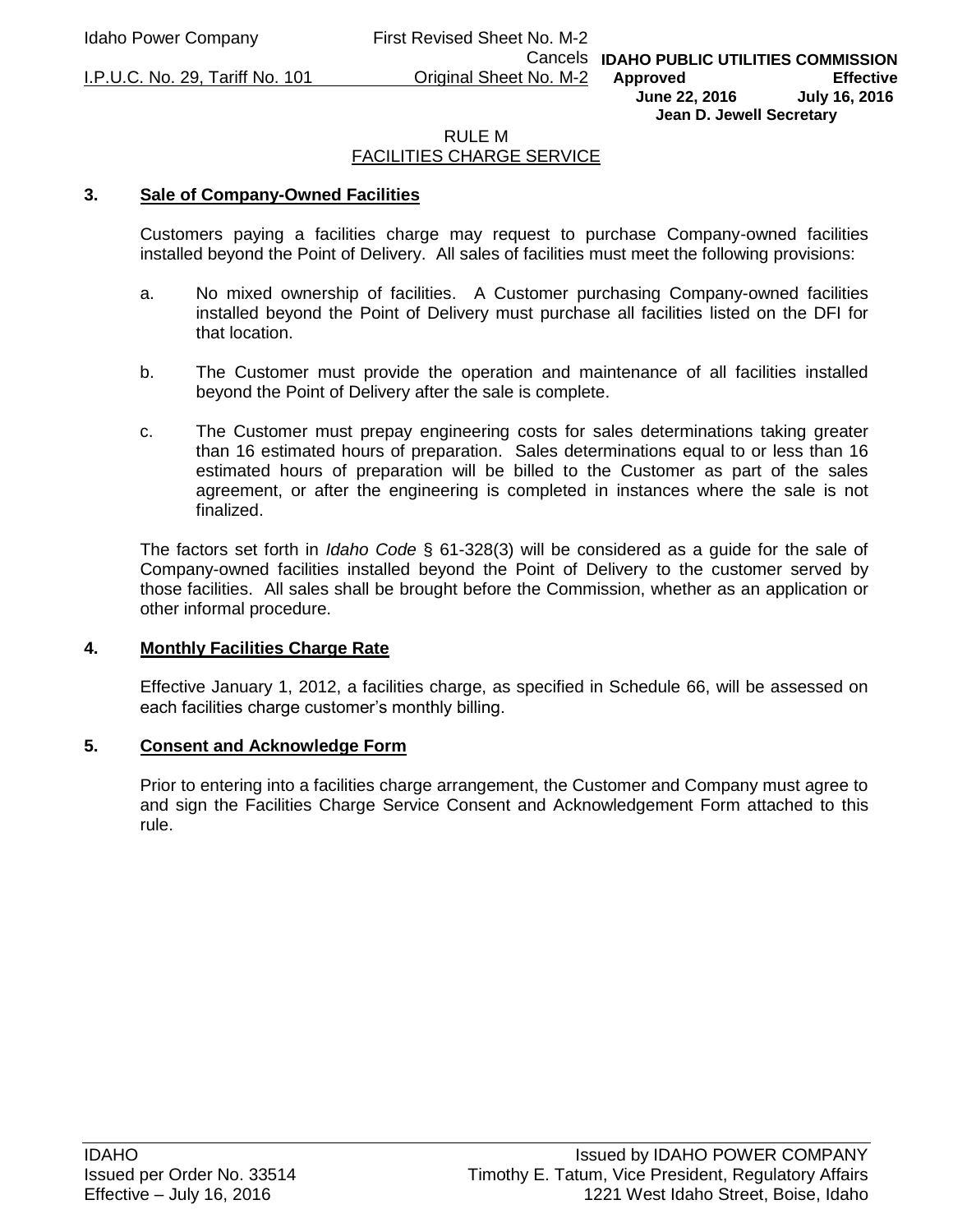## RULE M
## FACILITIES CHARGE SERVICE

### 3. Sale of Company-Owned Facilities

Customers paying a facilities charge may request to purchase Company-owned facilities installed beyond the Point of Delivery. All sales of facilities must meet the following provisions:

a. No mixed ownership of facilities. A Customer purchasing Company-owned facilities installed beyond the Point of Delivery must purchase all facilities listed on the DFI for that location.

b. The Customer must provide the operation and maintenance of all facilities installed beyond the Point of Delivery after the sale is complete.

c. The Customer must prepay engineering costs for sales determinations taking greater than 16 estimated hours of preparation. Sales determinations equal to or less than 16 estimated hours of preparation will be billed to the Customer as part of the sales agreement, or after the engineering is completed in instances where the sale is not finalized.

The factors set forth in *Idaho Code* § 61-328(3) will be considered as a guide for the sale of Company-owned facilities installed beyond the Point of Delivery to the customer served by those facilities. All sales shall be brought before the Commission, whether as an application or other informal procedure.

### 4. Monthly Facilities Charge Rate

Effective January 1, 2012, a facilities charge, as specified in Schedule 66, will be assessed on each facilities charge customer's monthly billing.

### 5. Consent and Acknowledge Form

Prior to entering into a facilities charge arrangement, the Customer and Company must agree to and sign the Facilities Charge Service Consent and Acknowledgement Form attached to this rule.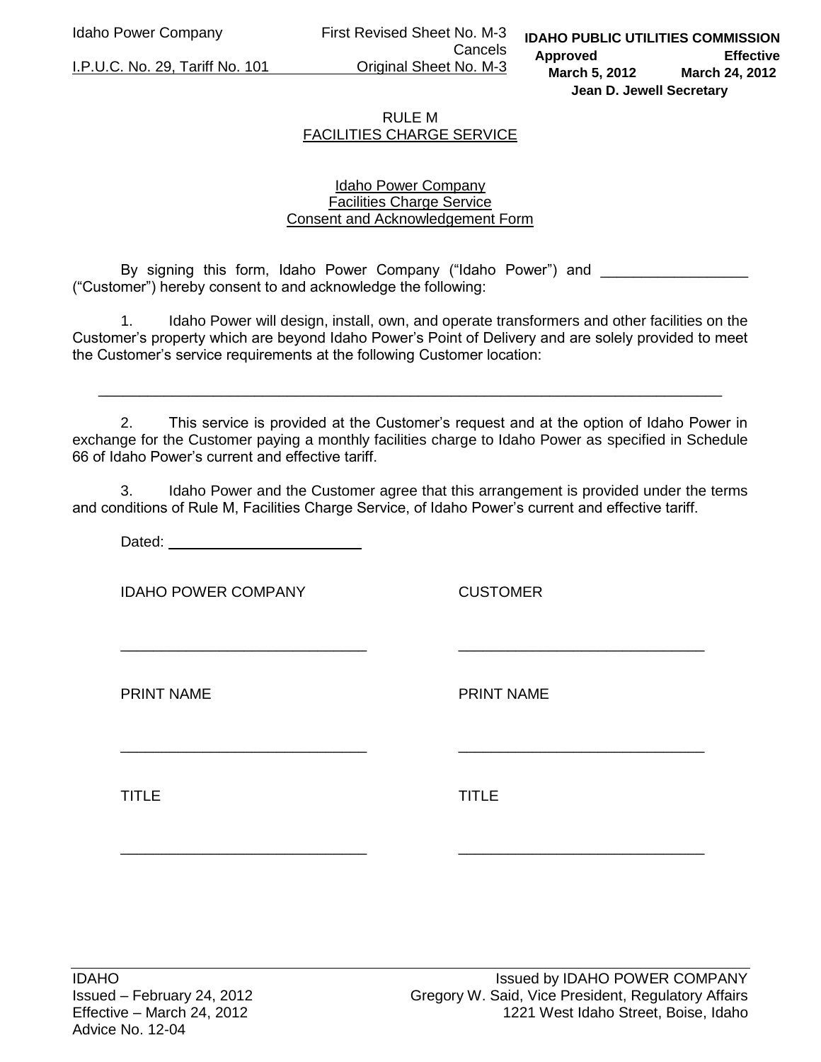# RULE M
## FACILITIES CHARGE SERVICE

### Idaho Power Company
### Facilities Charge Service
### Consent and Acknowledgement Form

By signing this form, Idaho Power Company ("Idaho Power") and __________________ ("Customer") hereby consent to and acknowledge the following:

1. Idaho Power will design, install, own, and operate transformers and other facilities on the Customer's property which are beyond Idaho Power's Point of Delivery and are solely provided to meet the Customer's service requirements at the following Customer location:

________________________________________________________________________________

2. This service is provided at the Customer's request and at the option of Idaho Power in exchange for the Customer paying a monthly facilities charge to Idaho Power as specified in Schedule 66 of Idaho Power's current and effective tariff.

3. Idaho Power and the Customer agree that this arrangement is provided under the terms and conditions of Rule M, Facilities Charge Service, of Idaho Power's current and effective tariff.

Dated: ________________________

| IDAHO POWER COMPANY | CUSTOMER |
|---|---|
| ______________________________ | ______________________________ |
| PRINT NAME | PRINT NAME |
| ______________________________ | ______________________________ |
| TITLE | TITLE |
| ______________________________ | ______________________________ |